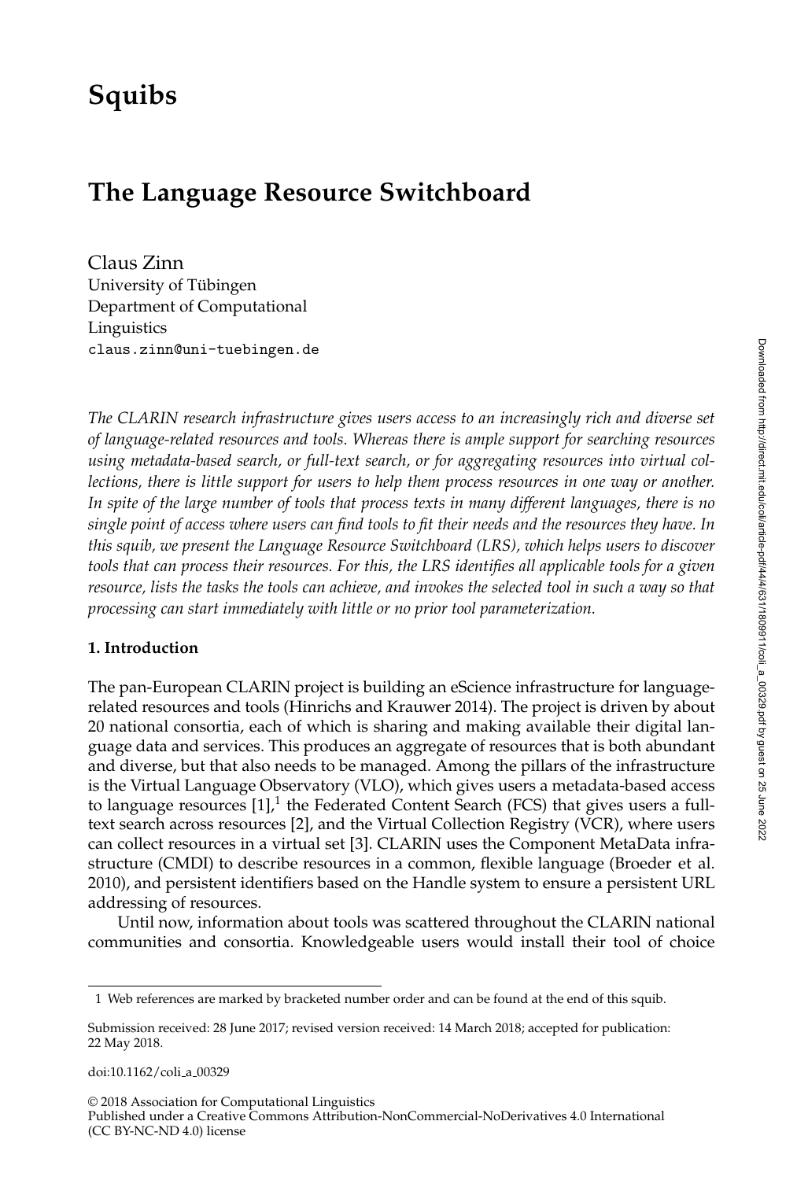# Squibs

## The Language Resource Switchboard

Claus Zinn
University of Tübingen
Department of Computational Linguistics
claus.zinn@uni-tuebingen.de

*The CLARIN research infrastructure gives users access to an increasingly rich and diverse set of language-related resources and tools. Whereas there is ample support for searching resources using metadata-based search, or full-text search, or for aggregating resources into virtual collections, there is little support for users to help them process resources in one way or another. In spite of the large number of tools that process texts in many different languages, there is no single point of access where users can find tools to fit their needs and the resources they have. In this squib, we present the Language Resource Switchboard (LRS), which helps users to discover tools that can process their resources. For this, the LRS identifies all applicable tools for a given resource, lists the tasks the tools can achieve, and invokes the selected tool in such a way so that processing can start immediately with little or no prior tool parameterization.*

### 1. Introduction

The pan-European CLARIN project is building an eScience infrastructure for language-related resources and tools (Hinrichs and Krauwer 2014). The project is driven by about 20 national consortia, each of which is sharing and making available their digital language data and services. This produces an aggregate of resources that is both abundant and diverse, but that also needs to be managed. Among the pillars of the infrastructure is the Virtual Language Observatory (VLO), which gives users a metadata-based access to language resources [1],[1] the Federated Content Search (FCS) that gives users a full-text search across resources [2], and the Virtual Collection Registry (VCR), where users can collect resources in a virtual set [3]. CLARIN uses the Component MetaData infrastructure (CMDI) to describe resources in a common, flexible language (Broeder et al. 2010), and persistent identifiers based on the Handle system to ensure a persistent URL addressing of resources.

Until now, information about tools was scattered throughout the CLARIN national communities and consortia. Knowledgeable users would install their tool of choice

1 Web references are marked by bracketed number order and can be found at the end of this squib.

Submission received: 28 June 2017; revised version received: 14 March 2018; accepted for publication: 22 May 2018.

doi:10.1162/coli_a_00329

© 2018 Association for Computational Linguistics
Published under a Creative Commons Attribution-NonCommercial-NoDerivatives 4.0 International (CC BY-NC-ND 4.0) license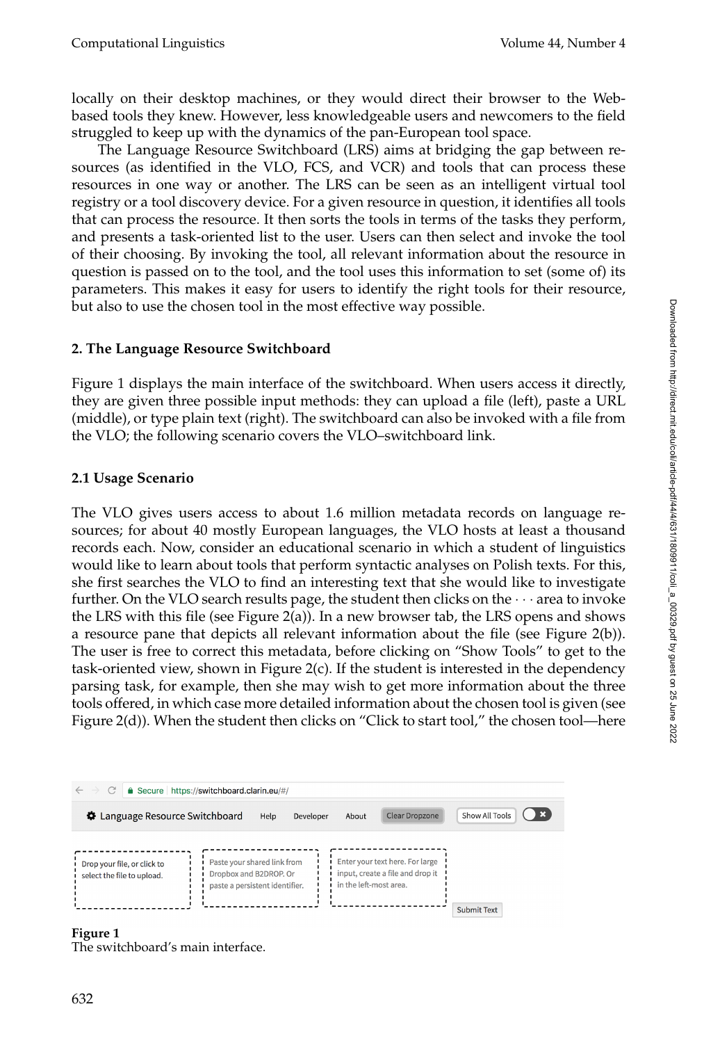locally on their desktop machines, or they would direct their browser to the Web-based tools they knew. However, less knowledgeable users and newcomers to the field struggled to keep up with the dynamics of the pan-European tool space.

The Language Resource Switchboard (LRS) aims at bridging the gap between resources (as identified in the VLO, FCS, and VCR) and tools that can process these resources in one way or another. The LRS can be seen as an intelligent virtual tool registry or a tool discovery device. For a given resource in question, it identifies all tools that can process the resource. It then sorts the tools in terms of the tasks they perform, and presents a task-oriented list to the user. Users can then select and invoke the tool of their choosing. By invoking the tool, all relevant information about the resource in question is passed on to the tool, and the tool uses this information to set (some of) its parameters. This makes it easy for users to identify the right tools for their resource, but also to use the chosen tool in the most effective way possible.

## 2. The Language Resource Switchboard

Figure 1 displays the main interface of the switchboard. When users access it directly, they are given three possible input methods: they can upload a file (left), paste a URL (middle), or type plain text (right). The switchboard can also be invoked with a file from the VLO; the following scenario covers the VLO–switchboard link.

### 2.1 Usage Scenario

The VLO gives users access to about 1.6 million metadata records on language resources; for about 40 mostly European languages, the VLO hosts at least a thousand records each. Now, consider an educational scenario in which a student of linguistics would like to learn about tools that perform syntactic analyses on Polish texts. For this, she first searches the VLO to find an interesting text that she would like to investigate further. On the VLO search results page, the student then clicks on the · · · area to invoke the LRS with this file (see Figure 2(a)). In a new browser tab, the LRS opens and shows a resource pane that depicts all relevant information about the file (see Figure 2(b)). The user is free to correct this metadata, before clicking on "Show Tools" to get to the task-oriented view, shown in Figure 2(c). If the student is interested in the dependency parsing task, for example, then she may wish to get more information about the three tools offered, in which case more detailed information about the chosen tool is given (see Figure 2(d)). When the student then clicks on "Click to start tool," the chosen tool—here

Secure https://switchboard.clarin.eu/#/

Language Resource Switchboard Help Developer About Clear Dropzone Show All Tools

Drop your file, or click to select the file to upload.

Paste your shared link from Dropbox and B2DROP. Or paste a persistent identifier.

Enter your text here. For large input, create a file and drop it in the left-most area.

Submit Text

**Figure 1**
The switchboard's main interface.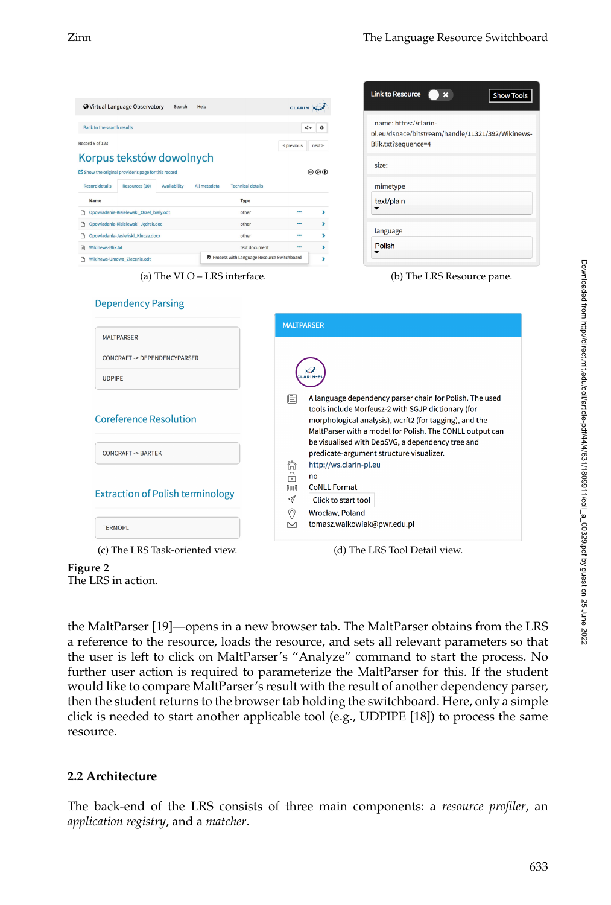(a) The VLO – LRS interface.

(b) The LRS Resource pane.

(c) The LRS Task-oriented view.

(d) The LRS Tool Detail view.

**Figure 2**
The LRS in action.

the MaltParser [19]—opens in a new browser tab. The MaltParser obtains from the LRS a reference to the resource, loads the resource, and sets all relevant parameters so that the user is left to click on MaltParser's "Analyze" command to start the process. No further user action is required to parameterize the MaltParser for this. If the student would like to compare MaltParser's result with the result of another dependency parser, then the student returns to the browser tab holding the switchboard. Here, only a simple click is needed to start another applicable tool (e.g., UDPIPE [18]) to process the same resource.

## 2.2 Architecture

The back-end of the LRS consists of three main components: a *resource profiler*, an *application registry*, and a *matcher*.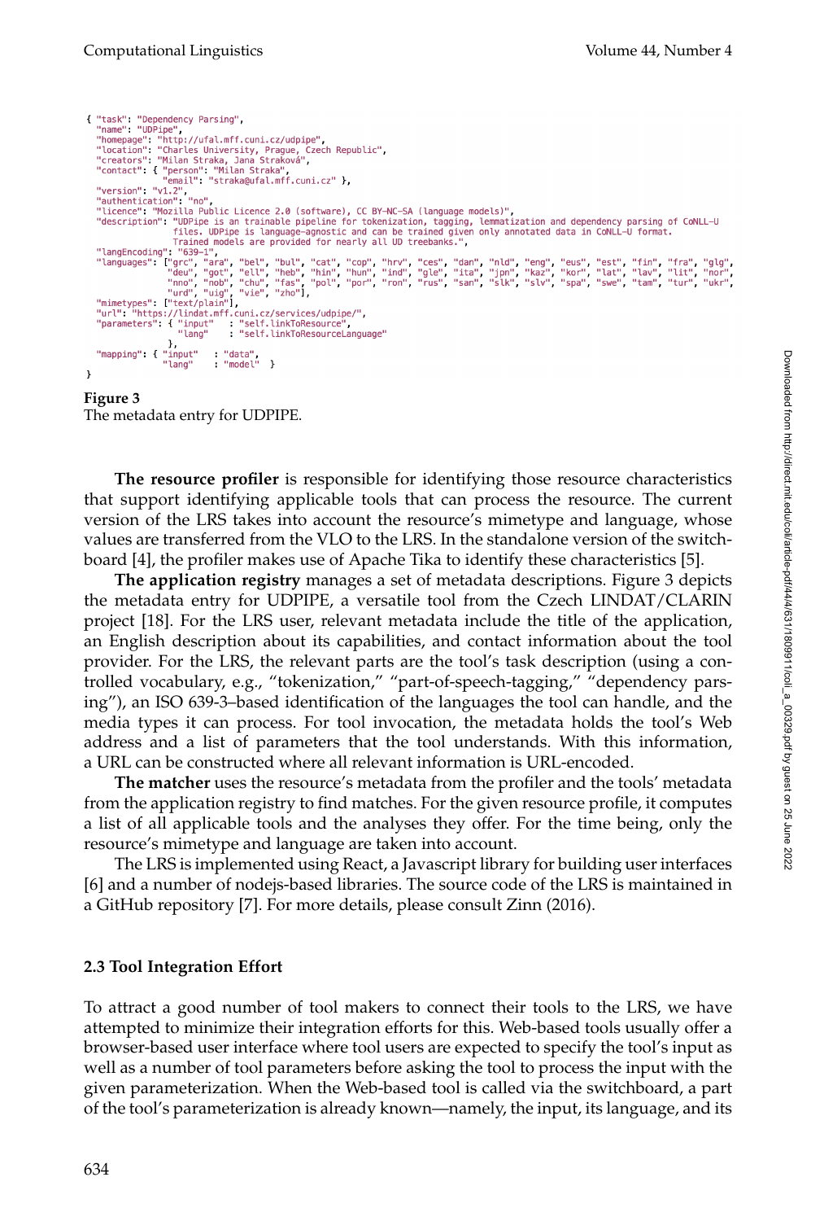```
{ "task": "Dependency Parsing",
  "name": "UDPipe",
  "homepage": "http://ufal.mff.cuni.cz/udpipe",
  "location": "Charles University, Prague, Czech Republic",
  "creators": "Milan Straka, Jana Straková",
  "contact": { "person": "Milan Straka",
               "email": "straka@ufal.mff.cuni.cz" },
  "version": "v1.2",
  "authentication": "no",
  "licence": "Mozilla Public Licence 2.0 (software), CC BY-NC-SA (language models)",
  "description": "UDPipe is an trainable pipeline for tokenization, tagging, lemmatization and dependency parsing of CoNLL-U
                 files. UDPipe is language-agnostic and can be trained given only annotated data in CoNLL-U format.
                 Trained models are provided for nearly all UD treebanks.",
  "langEncoding": "639-1",
  "languages": ["grc", "ara", "bel", "bul", "cat", "cop", "hrv", "ces", "dan", "nld", "eng", "eus", "est", "fin", "fra", "glg",
                "deu", "got", "ell", "heb", "hin", "hun", "ind", "gle", "ita", "jpn", "kaz", "kor", "lat", "lav", "lit", "nor",
                "nno", "nob", "chu", "fas", "pol", "por", "ron", "rus", "san", "slk", "slv", "spa", "swe", "tam", "tur", "ukr",
                "urd", "uig", "vie", "zho"],
  "mimetypes": ["text/plain"],
  "url": "https://lindat.mff.cuni.cz/services/udpipe/",
  "parameters": { "input"   : "self.linkToResource",
                  "lang"    : "self.linkToResourceLanguage"
                },
  "mapping": { "input"   : "data",
               "lang"    : "model"  }
}
```

**Figure 3**
The metadata entry for UDPIPE.

**The resource profiler** is responsible for identifying those resource characteristics that support identifying applicable tools that can process the resource. The current version of the LRS takes into account the resource's mimetype and language, whose values are transferred from the VLO to the LRS. In the standalone version of the switchboard [4], the profiler makes use of Apache Tika to identify these characteristics [5].

**The application registry** manages a set of metadata descriptions. Figure 3 depicts the metadata entry for UDPIPE, a versatile tool from the Czech LINDAT/CLARIN project [18]. For the LRS user, relevant metadata include the title of the application, an English description about its capabilities, and contact information about the tool provider. For the LRS, the relevant parts are the tool's task description (using a controlled vocabulary, e.g., "tokenization," "part-of-speech-tagging," "dependency parsing"), an ISO 639-3–based identification of the languages the tool can handle, and the media types it can process. For tool invocation, the metadata holds the tool's Web address and a list of parameters that the tool understands. With this information, a URL can be constructed where all relevant information is URL-encoded.

**The matcher** uses the resource's metadata from the profiler and the tools' metadata from the application registry to find matches. For the given resource profile, it computes a list of all applicable tools and the analyses they offer. For the time being, only the resource's mimetype and language are taken into account.

The LRS is implemented using React, a Javascript library for building user interfaces [6] and a number of nodejs-based libraries. The source code of the LRS is maintained in a GitHub repository [7]. For more details, please consult Zinn (2016).

### 2.3 Tool Integration Effort

To attract a good number of tool makers to connect their tools to the LRS, we have attempted to minimize their integration efforts for this. Web-based tools usually offer a browser-based user interface where tool users are expected to specify the tool's input as well as a number of tool parameters before asking the tool to process the input with the given parameterization. When the Web-based tool is called via the switchboard, a part of the tool's parameterization is already known—namely, the input, its language, and its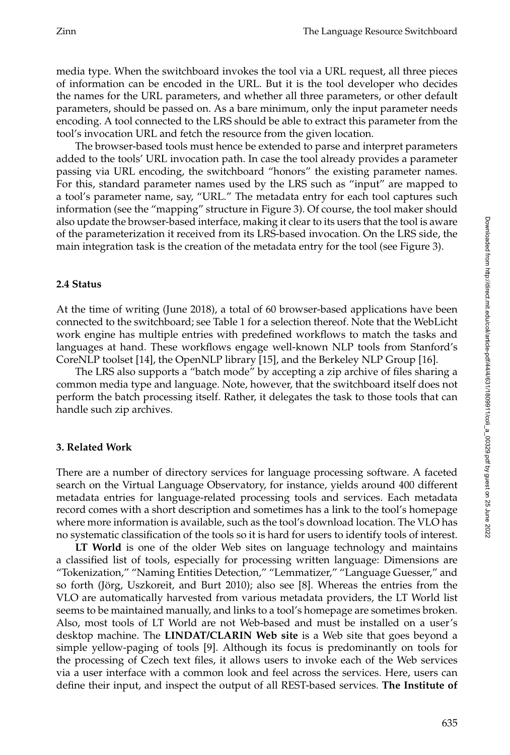media type. When the switchboard invokes the tool via a URL request, all three pieces of information can be encoded in the URL. But it is the tool developer who decides the names for the URL parameters, and whether all three parameters, or other default parameters, should be passed on. As a bare minimum, only the input parameter needs encoding. A tool connected to the LRS should be able to extract this parameter from the tool's invocation URL and fetch the resource from the given location.

The browser-based tools must hence be extended to parse and interpret parameters added to the tools' URL invocation path. In case the tool already provides a parameter passing via URL encoding, the switchboard "honors" the existing parameter names. For this, standard parameter names used by the LRS such as "input" are mapped to a tool's parameter name, say, "URL." The metadata entry for each tool captures such information (see the "mapping" structure in Figure 3). Of course, the tool maker should also update the browser-based interface, making it clear to its users that the tool is aware of the parameterization it received from its LRS-based invocation. On the LRS side, the main integration task is the creation of the metadata entry for the tool (see Figure 3).

### 2.4 Status

At the time of writing (June 2018), a total of 60 browser-based applications have been connected to the switchboard; see Table 1 for a selection thereof. Note that the WebLicht work engine has multiple entries with predefined workflows to match the tasks and languages at hand. These workflows engage well-known NLP tools from Stanford's CoreNLP toolset [14], the OpenNLP library [15], and the Berkeley NLP Group [16].

The LRS also supports a "batch mode" by accepting a zip archive of files sharing a common media type and language. Note, however, that the switchboard itself does not perform the batch processing itself. Rather, it delegates the task to those tools that can handle such zip archives.

## 3. Related Work

There are a number of directory services for language processing software. A faceted search on the Virtual Language Observatory, for instance, yields around 400 different metadata entries for language-related processing tools and services. Each metadata record comes with a short description and sometimes has a link to the tool's homepage where more information is available, such as the tool's download location. The VLO has no systematic classification of the tools so it is hard for users to identify tools of interest.

**LT World** is one of the older Web sites on language technology and maintains a classified list of tools, especially for processing written language: Dimensions are "Tokenization," "Naming Entities Detection," "Lemmatizer," "Language Guesser," and so forth (Jörg, Uszkoreit, and Burt 2010); also see [8]. Whereas the entries from the VLO are automatically harvested from various metadata providers, the LT World list seems to be maintained manually, and links to a tool's homepage are sometimes broken. Also, most tools of LT World are not Web-based and must be installed on a user's desktop machine. The **LINDAT/CLARIN Web site** is a Web site that goes beyond a simple yellow-paging of tools [9]. Although its focus is predominantly on tools for the processing of Czech text files, it allows users to invoke each of the Web services via a user interface with a common look and feel across the services. Here, users can define their input, and inspect the output of all REST-based services. **The Institute of**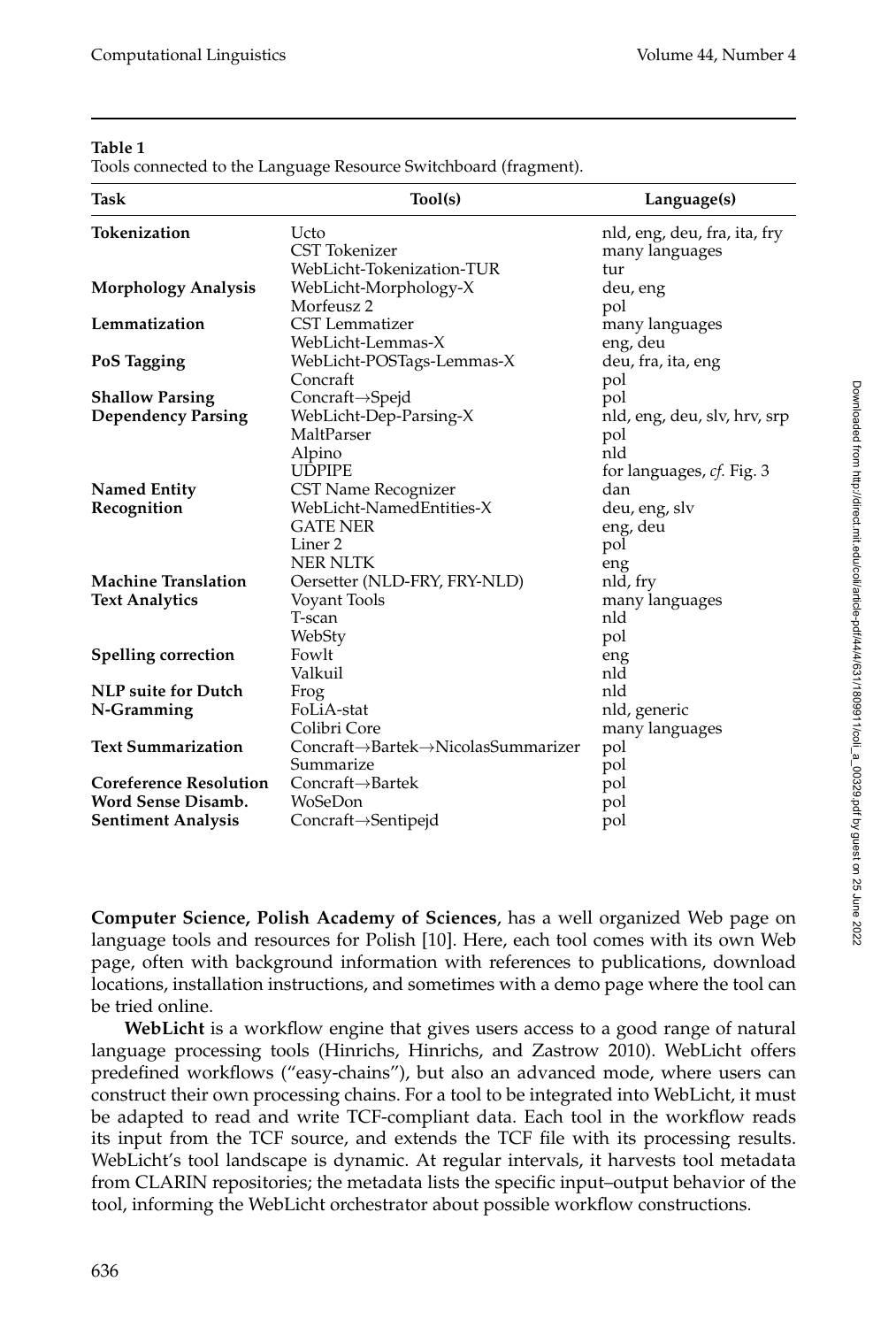**Table 1**
Tools connected to the Language Resource Switchboard (fragment).

| Task | Tool(s) | Language(s) |
|---|---|---|
| **Tokenization** | Ucto | nld, eng, deu, fra, ita, fry |
| | CST Tokenizer | many languages |
| | WebLicht-Tokenization-TUR | tur |
| **Morphology Analysis** | WebLicht-Morphology-X | deu, eng |
| | Morfeusz 2 | pol |
| **Lemmatization** | CST Lemmatizer | many languages |
| | WebLicht-Lemmas-X | eng, deu |
| **PoS Tagging** | WebLicht-POSTags-Lemmas-X | deu, fra, ita, eng |
| | Concraft | pol |
| **Shallow Parsing** | Concraft→Spejd | pol |
| **Dependency Parsing** | WebLicht-Dep-Parsing-X | nld, eng, deu, slv, hrv, srp |
| | MaltParser | pol |
| | Alpino | nld |
| | UDPIPE | for languages, *cf.* Fig. 3 |
| **Named Entity Recognition** | CST Name Recognizer | dan |
| | WebLicht-NamedEntities-X | deu, eng, slv |
| | GATE NER | eng, deu |
| | Liner 2 | pol |
| | NER NLTK | eng |
| **Machine Translation** | Oersetter (NLD-FRY, FRY-NLD) | nld, fry |
| **Text Analytics** | Voyant Tools | many languages |
| | T-scan | nld |
| | WebSty | pol |
| **Spelling correction** | Fowlt | eng |
| | Valkuil | nld |
| **NLP suite for Dutch** | Frog | nld |
| **N-Gramming** | FoLiA-stat | nld, generic |
| | Colibri Core | many languages |
| **Text Summarization** | Concraft→Bartek→NicolasSummarizer | pol |
| | Summarize | pol |
| **Coreference Resolution** | Concraft→Bartek | pol |
| **Word Sense Disamb.** | WoSeDon | pol |
| **Sentiment Analysis** | Concraft→Sentipejd | pol |

**Computer Science, Polish Academy of Sciences**, has a well organized Web page on language tools and resources for Polish [10]. Here, each tool comes with its own Web page, often with background information with references to publications, download locations, installation instructions, and sometimes with a demo page where the tool can be tried online.

**WebLicht** is a workflow engine that gives users access to a good range of natural language processing tools (Hinrichs, Hinrichs, and Zastrow 2010). WebLicht offers predefined workflows ("easy-chains"), but also an advanced mode, where users can construct their own processing chains. For a tool to be integrated into WebLicht, it must be adapted to read and write TCF-compliant data. Each tool in the workflow reads its input from the TCF source, and extends the TCF file with its processing results. WebLicht's tool landscape is dynamic. At regular intervals, it harvests tool metadata from CLARIN repositories; the metadata lists the specific input–output behavior of the tool, informing the WebLicht orchestrator about possible workflow constructions.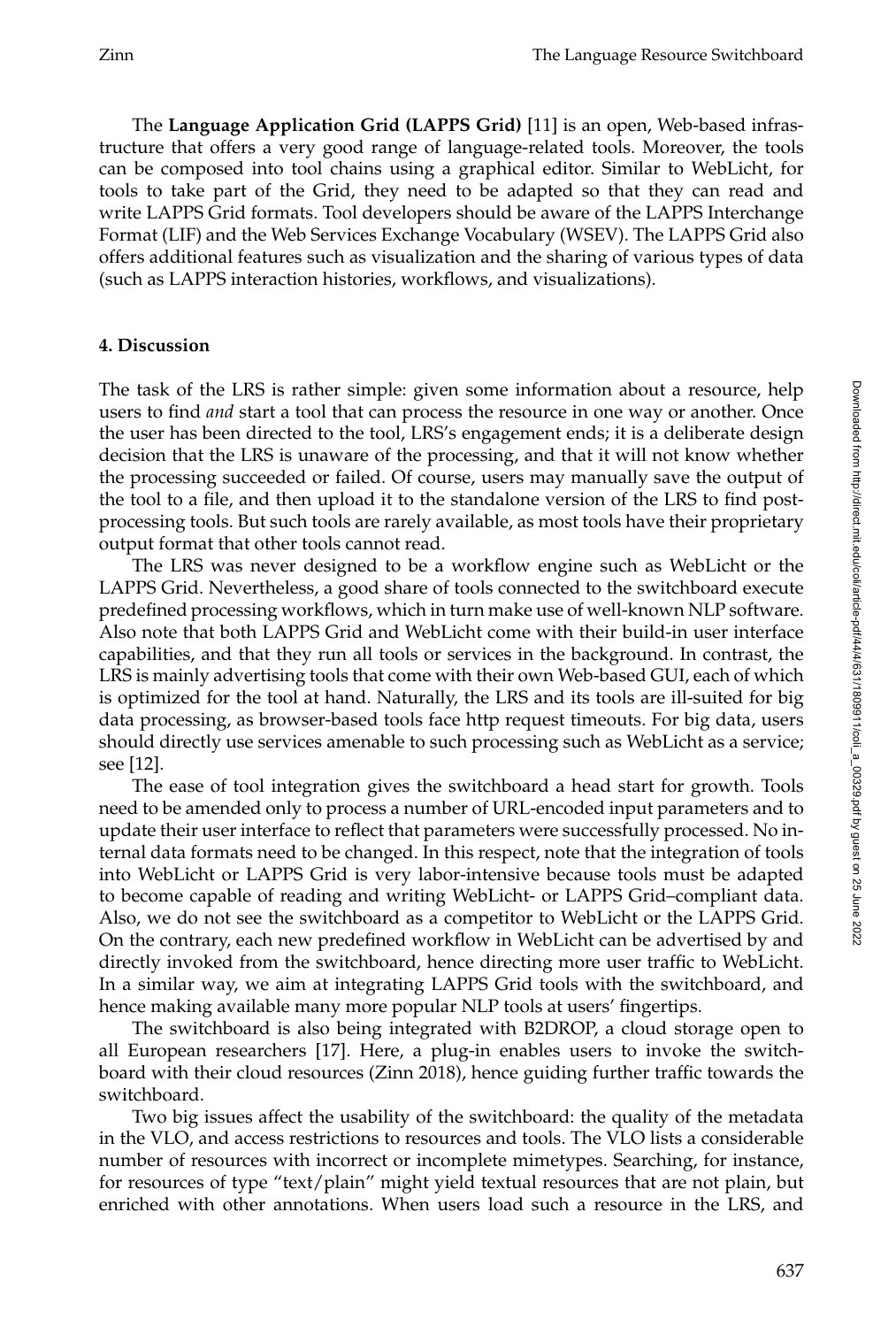The **Language Application Grid (LAPPS Grid)** [11] is an open, Web-based infrastructure that offers a very good range of language-related tools. Moreover, the tools can be composed into tool chains using a graphical editor. Similar to WebLicht, for tools to take part of the Grid, they need to be adapted so that they can read and write LAPPS Grid formats. Tool developers should be aware of the LAPPS Interchange Format (LIF) and the Web Services Exchange Vocabulary (WSEV). The LAPPS Grid also offers additional features such as visualization and the sharing of various types of data (such as LAPPS interaction histories, workflows, and visualizations).

## 4. Discussion

The task of the LRS is rather simple: given some information about a resource, help users to find *and* start a tool that can process the resource in one way or another. Once the user has been directed to the tool, LRS's engagement ends; it is a deliberate design decision that the LRS is unaware of the processing, and that it will not know whether the processing succeeded or failed. Of course, users may manually save the output of the tool to a file, and then upload it to the standalone version of the LRS to find post-processing tools. But such tools are rarely available, as most tools have their proprietary output format that other tools cannot read.

The LRS was never designed to be a workflow engine such as WebLicht or the LAPPS Grid. Nevertheless, a good share of tools connected to the switchboard execute predefined processing workflows, which in turn make use of well-known NLP software. Also note that both LAPPS Grid and WebLicht come with their build-in user interface capabilities, and that they run all tools or services in the background. In contrast, the LRS is mainly advertising tools that come with their own Web-based GUI, each of which is optimized for the tool at hand. Naturally, the LRS and its tools are ill-suited for big data processing, as browser-based tools face http request timeouts. For big data, users should directly use services amenable to such processing such as WebLicht as a service; see [12].

The ease of tool integration gives the switchboard a head start for growth. Tools need to be amended only to process a number of URL-encoded input parameters and to update their user interface to reflect that parameters were successfully processed. No internal data formats need to be changed. In this respect, note that the integration of tools into WebLicht or LAPPS Grid is very labor-intensive because tools must be adapted to become capable of reading and writing WebLicht- or LAPPS Grid–compliant data. Also, we do not see the switchboard as a competitor to WebLicht or the LAPPS Grid. On the contrary, each new predefined workflow in WebLicht can be advertised by and directly invoked from the switchboard, hence directing more user traffic to WebLicht. In a similar way, we aim at integrating LAPPS Grid tools with the switchboard, and hence making available many more popular NLP tools at users' fingertips.

The switchboard is also being integrated with B2DROP, a cloud storage open to all European researchers [17]. Here, a plug-in enables users to invoke the switchboard with their cloud resources (Zinn 2018), hence guiding further traffic towards the switchboard.

Two big issues affect the usability of the switchboard: the quality of the metadata in the VLO, and access restrictions to resources and tools. The VLO lists a considerable number of resources with incorrect or incomplete mimetypes. Searching, for instance, for resources of type "text/plain" might yield textual resources that are not plain, but enriched with other annotations. When users load such a resource in the LRS, and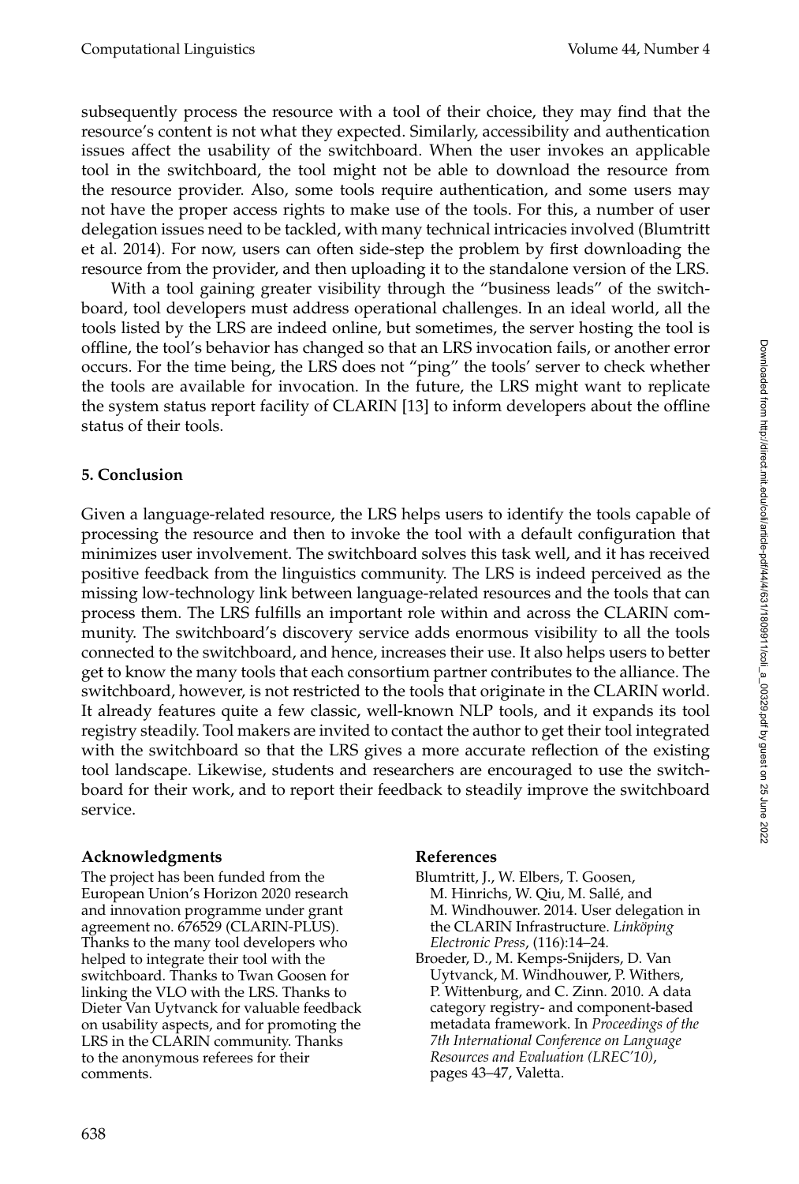subsequently process the resource with a tool of their choice, they may find that the resource's content is not what they expected. Similarly, accessibility and authentication issues affect the usability of the switchboard. When the user invokes an applicable tool in the switchboard, the tool might not be able to download the resource from the resource provider. Also, some tools require authentication, and some users may not have the proper access rights to make use of the tools. For this, a number of user delegation issues need to be tackled, with many technical intricacies involved (Blumtritt et al. 2014). For now, users can often side-step the problem by first downloading the resource from the provider, and then uploading it to the standalone version of the LRS.

With a tool gaining greater visibility through the "business leads" of the switchboard, tool developers must address operational challenges. In an ideal world, all the tools listed by the LRS are indeed online, but sometimes, the server hosting the tool is offline, the tool's behavior has changed so that an LRS invocation fails, or another error occurs. For the time being, the LRS does not "ping" the tools' server to check whether the tools are available for invocation. In the future, the LRS might want to replicate the system status report facility of CLARIN [13] to inform developers about the offline status of their tools.

## 5. Conclusion

Given a language-related resource, the LRS helps users to identify the tools capable of processing the resource and then to invoke the tool with a default configuration that minimizes user involvement. The switchboard solves this task well, and it has received positive feedback from the linguistics community. The LRS is indeed perceived as the missing low-technology link between language-related resources and the tools that can process them. The LRS fulfills an important role within and across the CLARIN community. The switchboard's discovery service adds enormous visibility to all the tools connected to the switchboard, and hence, increases their use. It also helps users to better get to know the many tools that each consortium partner contributes to the alliance. The switchboard, however, is not restricted to the tools that originate in the CLARIN world. It already features quite a few classic, well-known NLP tools, and it expands its tool registry steadily. Tool makers are invited to contact the author to get their tool integrated with the switchboard so that the LRS gives a more accurate reflection of the existing tool landscape. Likewise, students and researchers are encouraged to use the switchboard for their work, and to report their feedback to steadily improve the switchboard service.

### Acknowledgments

The project has been funded from the European Union's Horizon 2020 research and innovation programme under grant agreement no. 676529 (CLARIN-PLUS). Thanks to the many tool developers who helped to integrate their tool with the switchboard. Thanks to Twan Goosen for linking the VLO with the LRS. Thanks to Dieter Van Uytvanck for valuable feedback on usability aspects, and for promoting the LRS in the CLARIN community. Thanks to the anonymous referees for their comments.

### References

Blumtritt, J., W. Elbers, T. Goosen, M. Hinrichs, W. Qiu, M. Sallé, and M. Windhouwer. 2014. User delegation in the CLARIN Infrastructure. *Linköping Electronic Press*, (116):14–24.

Broeder, D., M. Kemps-Snijders, D. Van Uytvanck, M. Windhouwer, P. Withers, P. Wittenburg, and C. Zinn. 2010. A data category registry- and component-based metadata framework. In *Proceedings of the 7th International Conference on Language Resources and Evaluation (LREC'10)*, pages 43–47, Valetta.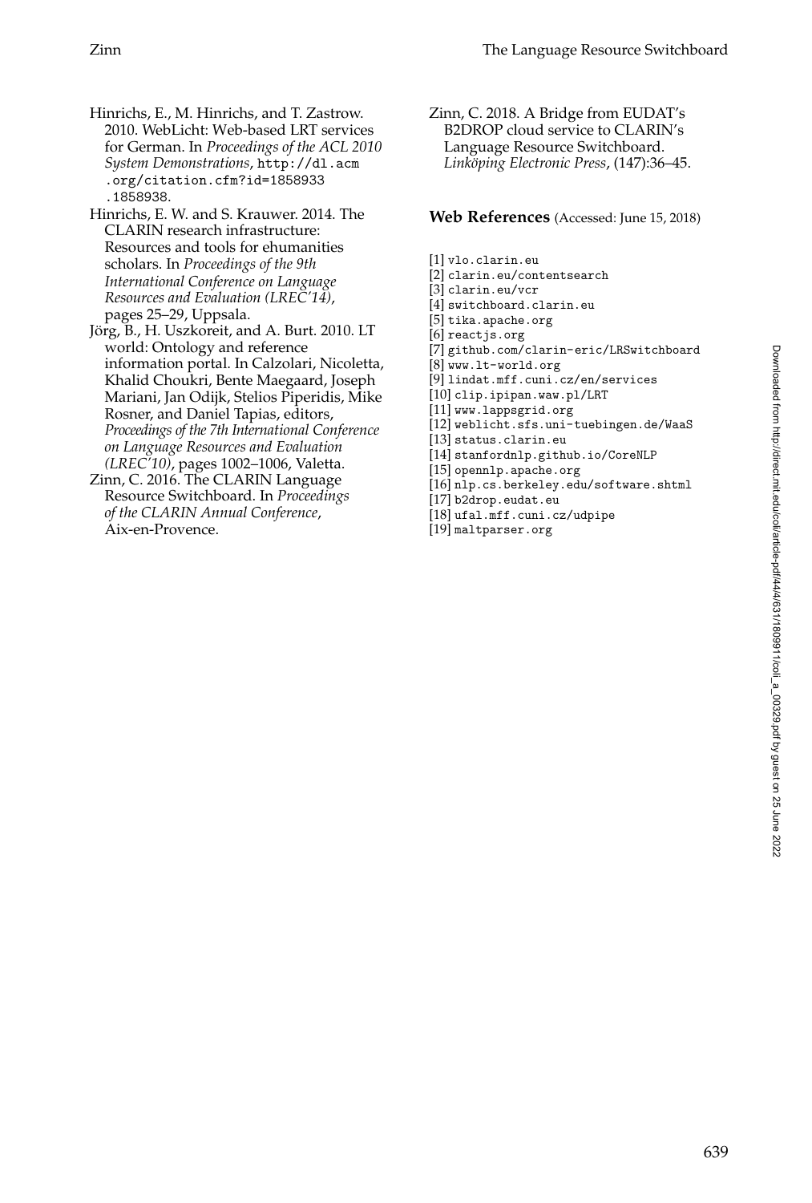Hinrichs, E., M. Hinrichs, and T. Zastrow. 2010. WebLicht: Web-based LRT services for German. In *Proceedings of the ACL 2010 System Demonstrations*, http://dl.acm.org/citation.cfm?id=1858933.1858938.

Hinrichs, E. W. and S. Krauwer. 2014. The CLARIN research infrastructure: Resources and tools for ehumanities scholars. In *Proceedings of the 9th International Conference on Language Resources and Evaluation (LREC'14)*, pages 25–29, Uppsala.

Jörg, B., H. Uszkoreit, and A. Burt. 2010. LT world: Ontology and reference information portal. In Calzolari, Nicoletta, Khalid Choukri, Bente Maegaard, Joseph Mariani, Jan Odijk, Stelios Piperidis, Mike Rosner, and Daniel Tapias, editors, *Proceedings of the 7th International Conference on Language Resources and Evaluation (LREC'10)*, pages 1002–1006, Valetta.

Zinn, C. 2016. The CLARIN Language Resource Switchboard. In *Proceedings of the CLARIN Annual Conference*, Aix-en-Provence.

Zinn, C. 2018. A Bridge from EUDAT's B2DROP cloud service to CLARIN's Language Resource Switchboard. *Linköping Electronic Press*, (147):36–45.

## Web References (Accessed: June 15, 2018)

[1] vlo.clarin.eu
[2] clarin.eu/contentsearch
[3] clarin.eu/vcr
[4] switchboard.clarin.eu
[5] tika.apache.org
[6] reactjs.org
[7] github.com/clarin-eric/LRSwitchboard
[8] www.lt-world.org
[9] lindat.mff.cuni.cz/en/services
[10] clip.ipipan.waw.pl/LRT
[11] www.lappsgrid.org
[12] weblicht.sfs.uni-tuebingen.de/WaaS
[13] status.clarin.eu
[14] stanfordnlp.github.io/CoreNLP
[15] opennlp.apache.org
[16] nlp.cs.berkeley.edu/software.shtml
[17] b2drop.eudat.eu
[18] ufal.mff.cuni.cz/udpipe
[19] maltparser.org